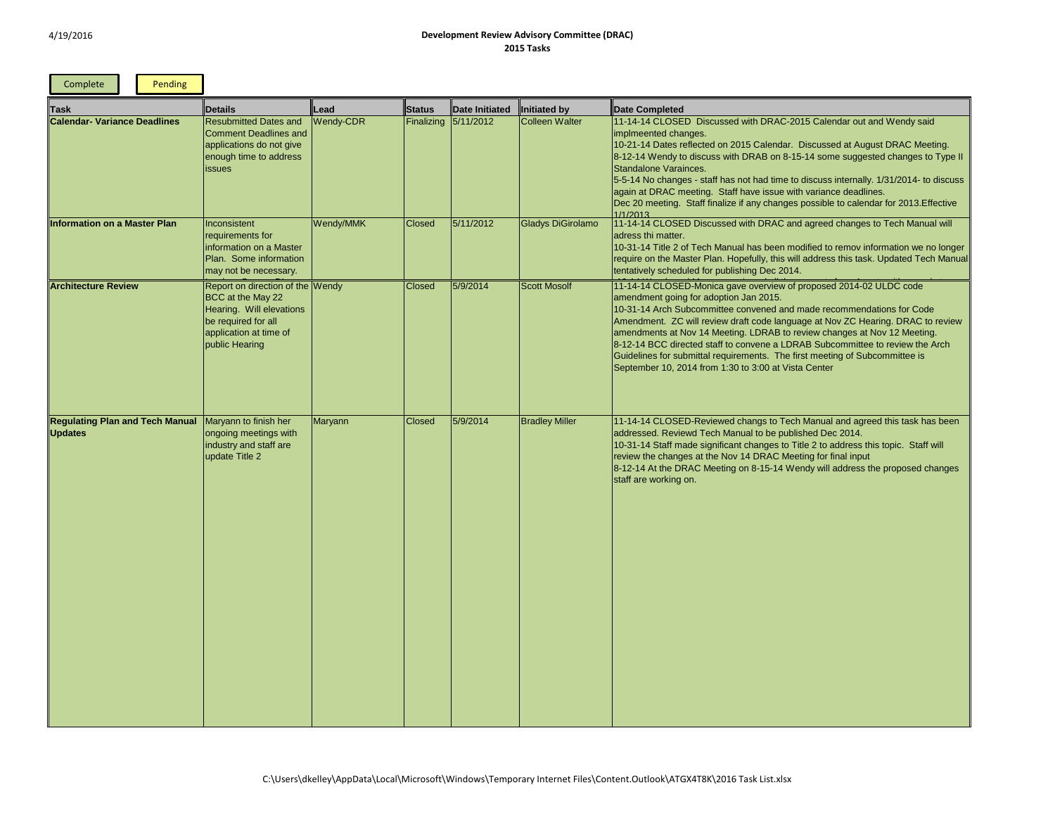4/19/2016

# Development Review Advisory Committee (DRAC)
## 2015 Tasks

Complete | Pending

| Task | Details | Lead | Status | Date Initiated | Initiated by | Date Completed |
|---|---|---|---|---|---|---|
| **Calendar- Variance Deadlines** | Resubmitted Dates and Comment Deadlines and applications do not give enough time to address issues | Wendy-CDR | Finalizing | 5/11/2012 | Colleen Walter | 11-14-14 CLOSED Discussed with DRAC-2015 Calendar out and Wendy said implmeented changes.<br>10-21-14 Dates reflected on 2015 Calendar. Discussed at August DRAC Meeting.<br>8-12-14 Wendy to discuss with DRAB on 8-15-14 some suggested changes to Type II Standalone Varainces.<br>5-5-14 No changes - staff has not had time to discuss internally. 1/31/2014- to discuss again at DRAC meeting. Staff have issue with variance deadlines.<br>Dec 20 meeting. Staff finalize if any changes possible to calendar for 2013.Effective 1/1/2013 |
| **Information on a Master Plan** | Inconsistent requirements for information on a Master Plan. Some information may not be necessary. | Wendy/MMK | Closed | 5/11/2012 | Gladys DiGirolamo | 11-14-14 CLOSED Discussed with DRAC and agreed changes to Tech Manual will adress thi matter.<br>10-31-14 Title 2 of Tech Manual has been modified to remov information we no longer require on the Master Plan. Hopefully, this will address this task. Updated Tech Manual tentatively scheduled for publishing Dec 2014. |
| **Architecture Review** | Report on direction of the BCC at the May 22 Hearing. Will elevations be required for all application at time of public Hearing | Wendy | Closed | 5/9/2014 | Scott Mosolf | 11-14-14 CLOSED-Monica gave overview of proposed 2014-02 ULDC code amendment going for adoption Jan 2015.<br>10-31-14 Arch Subcommittee convened and made recommendations for Code Amendment. ZC will review draft code language at Nov ZC Hearing. DRAC to review amendments at Nov 14 Meeting. LDRAB to review changes at Nov 12 Meeting.<br>8-12-14 BCC directed staff to convene a LDRAB Subcommittee to review the Arch Guidelines for submittal requirements. The first meeting of Subcommittee is September 10, 2014 from 1:30 to 3:00 at Vista Center |
| **Regulating Plan and Tech Manual Updates** | Maryann to finish her ongoing meetings with industry and staff are update Title 2 | Maryann | Closed | 5/9/2014 | Bradley Miller | 11-14-14 CLOSED-Reviewed changs to Tech Manual and agreed this task has been addressed. Reviewd Tech Manual to be published Dec 2014.<br>10-31-14 Staff made significant changes to Title 2 to address this topic. Staff will review the changes at the Nov 14 DRAC Meeting for final input<br>8-12-14 At the DRAC Meeting on 8-15-14 Wendy will address the proposed changes staff are working on. |

C:\Users\dkelley\AppData\Local\Microsoft\Windows\Temporary Internet Files\Content.Outlook\ATGX4T8K\2016 Task List.xlsx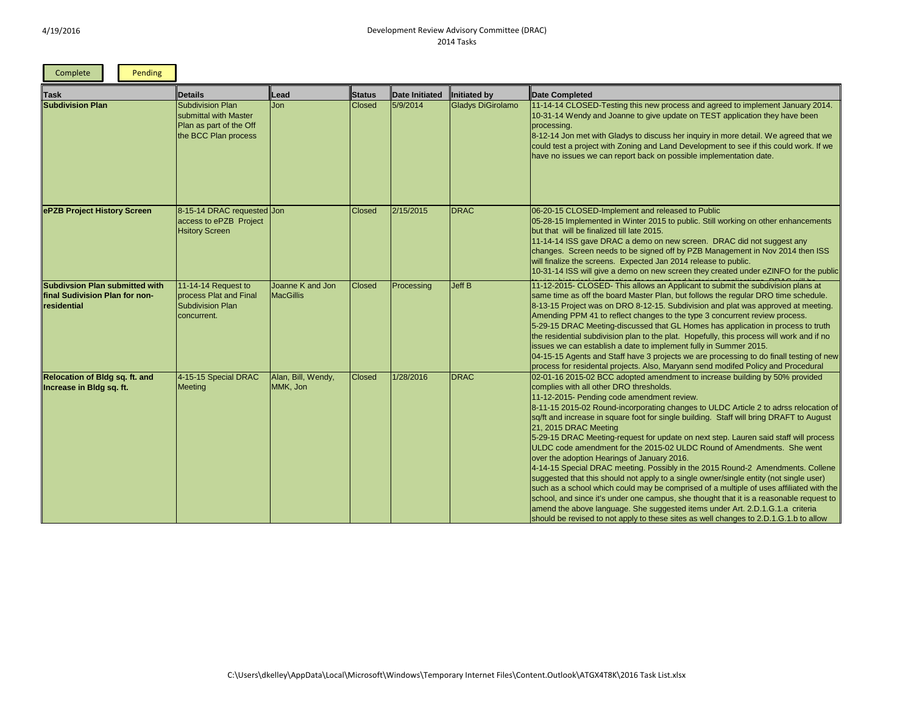# Development Review Advisory Committee (DRAC)

## 2014 Tasks

Complete | Pending

| Task | Details | Lead | Status | Date Initiated | Initiated by | Date Completed |
|---|---|---|---|---|---|---|
| **Subdivision Plan** | Subdivision Plan submittal with Master Plan as part of the Off the BCC Plan process | Jon | Closed | 5/9/2014 | Gladys DiGirolamo | 11-14-14 CLOSED-Testing this new process and agreed to implement January 2014.<br>10-31-14 Wendy and Joanne to give update on TEST application they have been processing.<br>8-12-14 Jon met with Gladys to discuss her inquiry in more detail. We agreed that we could test a project with Zoning and Land Development to see if this could work. If we have no issues we can report back on possible implementation date. |
| **ePZB Project History Screen** | 8-15-14 DRAC requested access to ePZB Project Hsitory Screen | Jon | Closed | 2/15/2015 | DRAC | 06-20-15 CLOSED-Implement and released to Public<br>05-28-15 Implemented in Winter 2015 to public. Still working on other enhancements but that will be finalized till late 2015.<br>11-14-14 ISS gave DRAC a demo on new screen. DRAC did not suggest any changes. Screen needs to be signed off by PZB Management in Nov 2014 then ISS will finalize the screens. Expected Jan 2014 release to public.<br>10-31-14 ISS will give a demo on new screen they created under eZINFO for the public |
| **Subdivsion Plan submitted with final Subivision Plan for non-residential** | 11-14-14 Request to process Plat and Final Subdivision Plan concurrent. | Joanne K and Jon MacGillis | Closed | Processing | Jeff B | 11-12-2015- CLOSED- This allows an Applicant to submit the subdivision plans at same time as off the board Master Plan, but follows the regular DRO time schedule.<br>8-13-15 Project was on DRO 8-12-15. Subdivision and plat was approved at meeting. Amending PPM 41 to reflect changes to the type 3 concurrent review process.<br>5-29-15 DRAC Meeting-discussed that GL Homes has application in process to truth the residential subdivision plan to the plat. Hopefully, this process will work and if no issues we can establish a date to implement fully in Summer 2015.<br>04-15-15 Agents and Staff have 3 projects we are processing to do finall testing of new process for residental projects. Also, Maryann send modifed Policy and Procedural |
| **Relocation of Bldg sq. ft. and Increase in Bldg sq. ft.** | 4-15-15 Special DRAC Meeting | Alan, Bill, Wendy, MMK, Jon | Closed | 1/28/2016 | DRAC | 02-01-16 2015-02 BCC adopted amendment to increase building by 50% provided complies with all other DRO thresholds.<br>11-12-2015- Pending code amendment review.<br>8-11-15 2015-02 Round-incorporating changes to ULDC Article 2 to adrss relocation of sq/ft and increase in square foot for single building. Staff will bring DRAFT to August 21, 2015 DRAC Meeting<br>5-29-15 DRAC Meeting-request for update on next step. Lauren said staff will process ULDC code amendment for the 2015-02 ULDC Round of Amendments. She went over the adoption Hearings of January 2016.<br>4-14-15 Special DRAC meeting. Possibly in the 2015 Round-2 Amendments. Collene suggested that this should not apply to a single owner/single entity (not single user) such as a school which could may be comprised of a multiple of uses affiliated with the school, and since it's under one campus, she thought that it is a reasonable request to amend the above language. She suggested items under Art. 2.D.1.G.1.a criteria should be revised to not apply to these sites as well changes to 2.D.1.G.1.b to allow |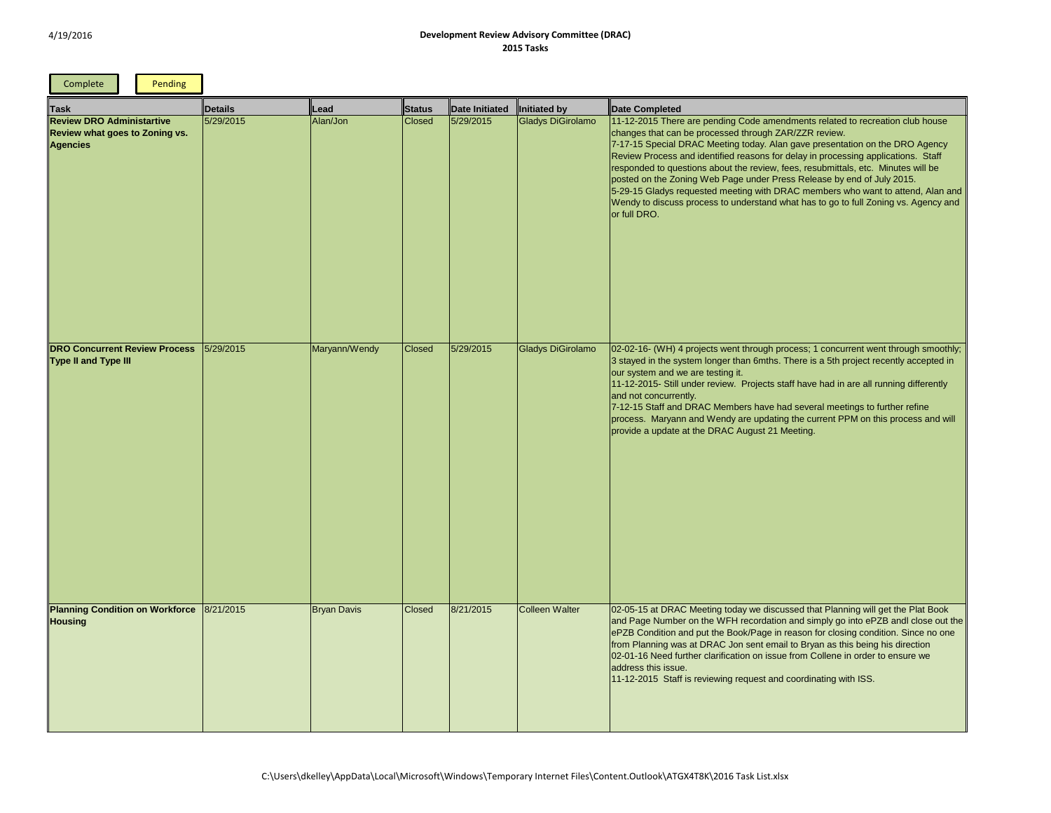**Development Review Advisory Committee (DRAC)**
**2015 Tasks**

Complete | Pending

| Task | Details | Lead | Status | Date Initiated | Initiated by | Date Completed |
|---|---|---|---|---|---|---|
| **Review DRO Administartive Review what goes to Zoning vs. Agencies** | 5/29/2015 | Alan/Jon | Closed | 5/29/2015 | Gladys DiGirolamo | 11-12-2015 There are pending Code amendments related to recreation club house changes that can be processed through ZAR/ZZR review.<br>7-17-15 Special DRAC Meeting today. Alan gave presentation on the DRO Agency Review Process and identified reasons for delay in processing applications. Staff responded to questions about the review, fees, resubmittals, etc. Minutes will be posted on the Zoning Web Page under Press Release by end of July 2015.<br>5-29-15 Gladys requested meeting with DRAC members who want to attend, Alan and Wendy to discuss process to understand what has to go to full Zoning vs. Agency and or full DRO. |
| **DRO Concurrent Review Process Type II and Type III** | 5/29/2015 | Maryann/Wendy | Closed | 5/29/2015 | Gladys DiGirolamo | 02-02-16- (WH) 4 projects went through process; 1 concurrent went through smoothly; 3 stayed in the system longer than 6mths. There is a 5th project recently accepted in our system and we are testing it.<br>11-12-2015- Still under review. Projects staff have had in are all running differently and not concurrently.<br>7-12-15 Staff and DRAC Members have had several meetings to further refine process. Maryann and Wendy are updating the current PPM on this process and will provide a update at the DRAC August 21 Meeting. |
| **Planning Condition on Workforce Housing** | 8/21/2015 | Bryan Davis | Closed | 8/21/2015 | Colleen Walter | 02-05-15 at DRAC Meeting today we discussed that Planning will get the Plat Book and Page Number on the WFH recordation and simply go into ePZB andl close out the ePZB Condition and put the Book/Page in reason for closing condition. Since no one from Planning was at DRAC Jon sent email to Bryan as this being his direction<br>02-01-16 Need further clarification on issue from Collene in order to ensure we address this issue.<br>11-12-2015 Staff is reviewing request and coordinating with ISS. |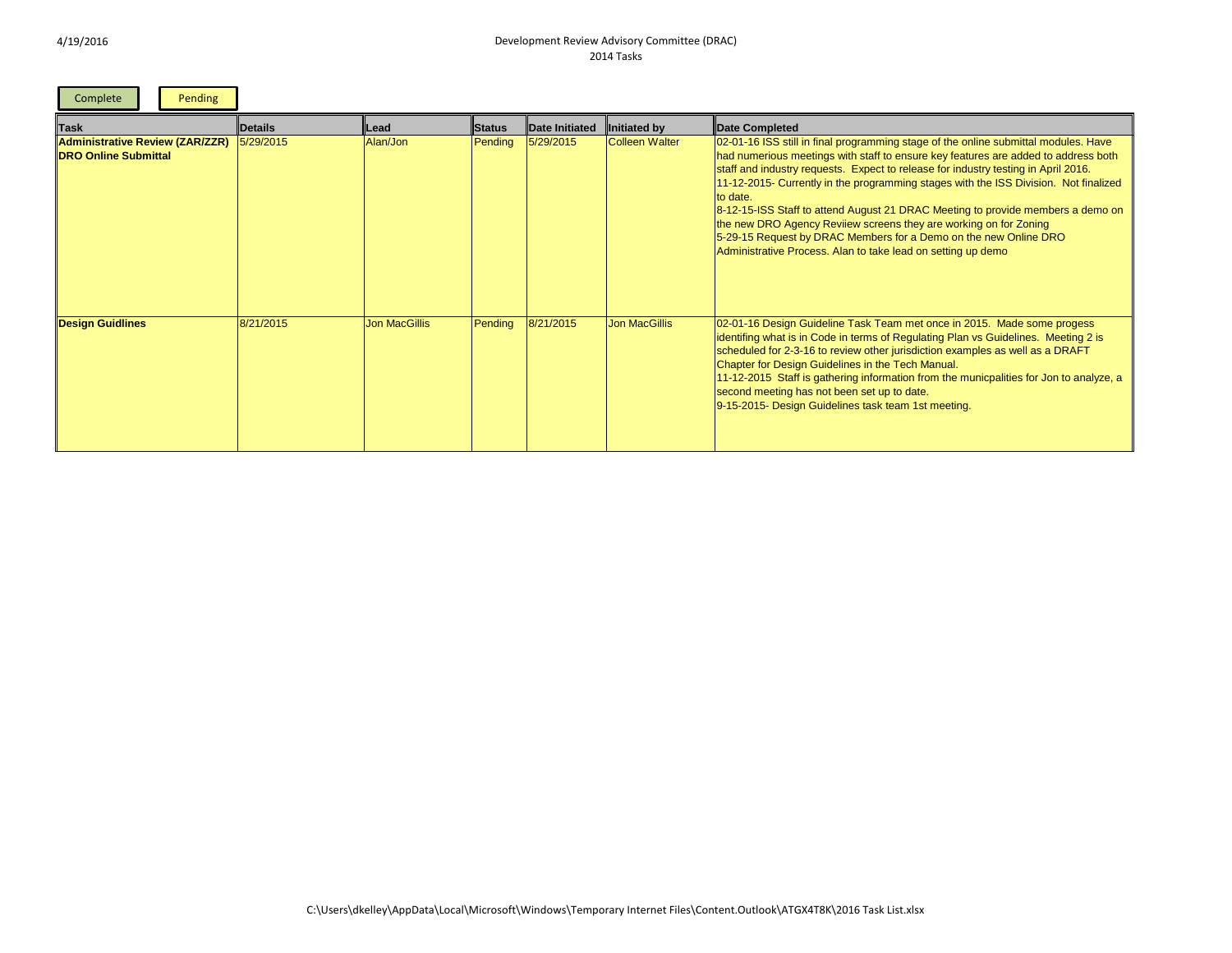Development Review Advisory Committee (DRAC)
2014 Tasks

Complete | Pending

| Task | Details | Lead | Status | Date Initiated | Initiated by | Date Completed |
|---|---|---|---|---|---|---|
| **Administrative Review (ZAR/ZZR) DRO Online Submittal** | 5/29/2015 | Alan/Jon | Pending | 5/29/2015 | Colleen Walter | 02-01-16 ISS still in final programming stage of the online submittal modules. Have had numerious meetings with staff to ensure key features are added to address both staff and industry requests. Expect to release for industry testing in April 2016.<br>11-12-2015- Currently in the programming stages with the ISS Division. Not finalized to date.<br>8-12-15-ISS Staff to attend August 21 DRAC Meeting to provide members a demo on the new DRO Agency Reviiew screens they are working on for Zoning<br>5-29-15 Request by DRAC Members for a Demo on the new Online DRO Administrative Process. Alan to take lead on setting up demo |
| **Design Guidlines** | 8/21/2015 | Jon MacGillis | Pending | 8/21/2015 | Jon MacGillis | 02-01-16 Design Guideline Task Team met once in 2015. Made some progess identifing what is in Code in terms of Regulating Plan vs Guidelines. Meeting 2 is scheduled for 2-3-16 to review other jurisdiction examples as well as a DRAFT Chapter for Design Guidelines in the Tech Manual.<br>11-12-2015 Staff is gathering information from the municpalities for Jon to analyze, a second meeting has not been set up to date.<br>9-15-2015- Design Guidelines task team 1st meeting. |

C:\Users\dkelley\AppData\Local\Microsoft\Windows\Temporary Internet Files\Content.Outlook\ATGX4T8K\2016 Task List.xlsx